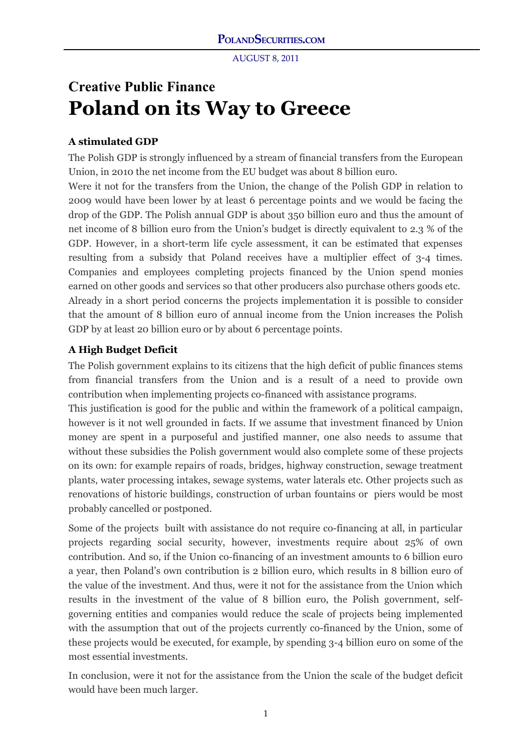# Creative Public Finance

# Poland on its Way to Greece

### A stimulated GDP

The Polish GDP is strongly influenced by a stream of financial transfers from the European Union, in 2010 the net income from the EU budget was about 8 billion euro.

Were it not for the transfers from the Union, the change of the Polish GDP in relation to 2009 would have been lower by at least 6 percentage points and we would be facing the drop of the GDP. The Polish annual GDP is about 350 billion euro and thus the amount of net income of 8 billion euro from the Union's budget is directly equivalent to 2.3 % of the GDP. However, in a short-term life cycle assessment, it can be estimated that expenses resulting from a subsidy that Poland receives have a multiplier effect of 3-4 times. Companies and employees completing projects financed by the Union spend monies earned on other goods and services so that other producers also purchase others goods etc. Already in a short period concerns the projects implementation it is possible to consider that the amount of 8 billion euro of annual income from the Union increases the Polish GDP by at least 20 billion euro or by about 6 percentage points.

### A High Budget Deficit

The Polish government explains to its citizens that the high deficit of public finances stems from financial transfers from the Union and is a result of a need to provide own contribution when implementing projects co-financed with assistance programs.

This justification is good for the public and within the framework of a political campaign, however is it not well grounded in facts. If we assume that investment financed by Union money are spent in a purposeful and justified manner, one also needs to assume that without these subsidies the Polish government would also complete some of these projects on its own: for example repairs of roads, bridges, highway construction, sewage treatment plants, water processing intakes, sewage systems, water laterals etc. Other projects such as renovations of historic buildings, construction of urban fountains or piers would be most probably cancelled or postponed.

Some of the projects built with assistance do not require co-financing at all, in particular projects regarding social security, however, investments require about 25% of own contribution. And so, if the Union co-financing of an investment amounts to 6 billion euro a year, then Poland's own contribution is 2 billion euro, which results in 8 billion euro of the value of the investment. And thus, were it not for the assistance from the Union which results in the investment of the value of 8 billion euro, the Polish government, self-governing entities and companies would reduce the scale of projects being implemented with the assumption that out of the projects currently co-financed by the Union, some of these projects would be executed, for example, by spending 3-4 billion euro on some of the most essential investments.

In conclusion, were it not for the assistance from the Union the scale of the budget deficit would have been much larger.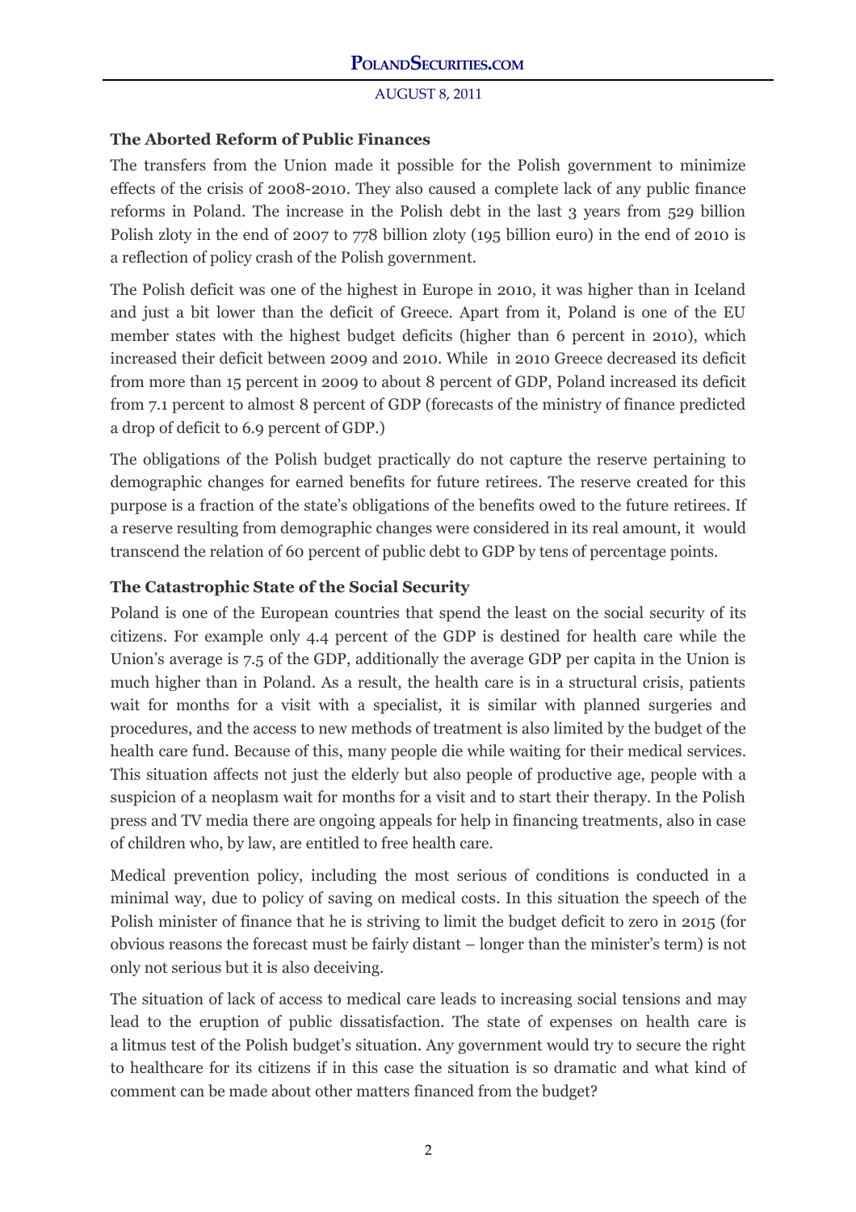### The Aborted Reform of Public Finances

The transfers from the Union made it possible for the Polish government to minimize effects of the crisis of 2008-2010. They also caused a complete lack of any public finance reforms in Poland. The increase in the Polish debt in the last 3 years from 529 billion Polish zloty in the end of 2007 to 778 billion zloty (195 billion euro) in the end of 2010 is a reflection of policy crash of the Polish government.

The Polish deficit was one of the highest in Europe in 2010, it was higher than in Iceland and just a bit lower than the deficit of Greece. Apart from it, Poland is one of the EU member states with the highest budget deficits (higher than 6 percent in 2010), which increased their deficit between 2009 and 2010. While in 2010 Greece decreased its deficit from more than 15 percent in 2009 to about 8 percent of GDP, Poland increased its deficit from 7.1 percent to almost 8 percent of GDP (forecasts of the ministry of finance predicted a drop of deficit to 6.9 percent of GDP.)

The obligations of the Polish budget practically do not capture the reserve pertaining to demographic changes for earned benefits for future retirees. The reserve created for this purpose is a fraction of the state's obligations of the benefits owed to the future retirees. If a reserve resulting from demographic changes were considered in its real amount, it would transcend the relation of 60 percent of public debt to GDP by tens of percentage points.

### The Catastrophic State of the Social Security

Poland is one of the European countries that spend the least on the social security of its citizens. For example only 4.4 percent of the GDP is destined for health care while the Union's average is 7.5 of the GDP, additionally the average GDP per capita in the Union is much higher than in Poland. As a result, the health care is in a structural crisis, patients wait for months for a visit with a specialist, it is similar with planned surgeries and procedures, and the access to new methods of treatment is also limited by the budget of the health care fund. Because of this, many people die while waiting for their medical services. This situation affects not just the elderly but also people of productive age, people with a suspicion of a neoplasm wait for months for a visit and to start their therapy. In the Polish press and TV media there are ongoing appeals for help in financing treatments, also in case of children who, by law, are entitled to free health care.

Medical prevention policy, including the most serious of conditions is conducted in a minimal way, due to policy of saving on medical costs. In this situation the speech of the Polish minister of finance that he is striving to limit the budget deficit to zero in 2015 (for obvious reasons the forecast must be fairly distant – longer than the minister's term) is not only not serious but it is also deceiving.

The situation of lack of access to medical care leads to increasing social tensions and may lead to the eruption of public dissatisfaction. The state of expenses on health care is a litmus test of the Polish budget's situation. Any government would try to secure the right to healthcare for its citizens if in this case the situation is so dramatic and what kind of comment can be made about other matters financed from the budget?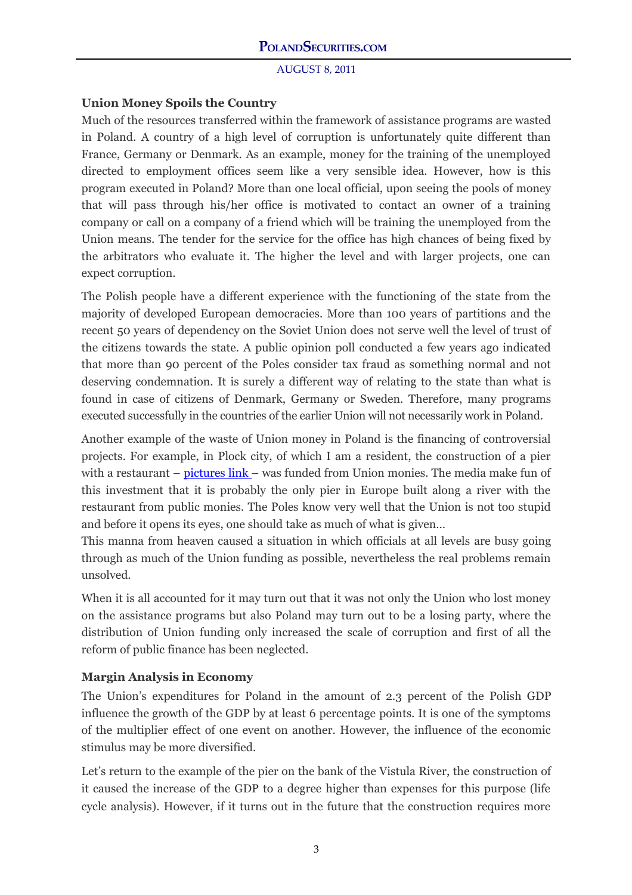**Union Money Spoils the Country**

Much of the resources transferred within the framework of assistance programs are wasted in Poland. A country of a high level of corruption is unfortunately quite different than France, Germany or Denmark. As an example, money for the training of the unemployed directed to employment offices seem like a very sensible idea. However, how is this program executed in Poland? More than one local official, upon seeing the pools of money that will pass through his/her office is motivated to contact an owner of a training company or call on a company of a friend which will be training the unemployed from the Union means. The tender for the service for the office has high chances of being fixed by the arbitrators who evaluate it. The higher the level and with larger projects, one can expect corruption.

The Polish people have a different experience with the functioning of the state from the majority of developed European democracies. More than 100 years of partitions and the recent 50 years of dependency on the Soviet Union does not serve well the level of trust of the citizens towards the state. A public opinion poll conducted a few years ago indicated that more than 90 percent of the Poles consider tax fraud as something normal and not deserving condemnation. It is surely a different way of relating to the state than what is found in case of citizens of Denmark, Germany or Sweden. Therefore, many programs executed successfully in the countries of the earlier Union will not necessarily work in Poland.

Another example of the waste of Union money in Poland is the financing of controversial projects. For example, in Plock city, of which I am a resident, the construction of a pier with a restaurant – pictures link – was funded from Union monies. The media make fun of this investment that it is probably the only pier in Europe built along a river with the restaurant from public monies. The Poles know very well that the Union is not too stupid and before it opens its eyes, one should take as much of what is given…

This manna from heaven caused a situation in which officials at all levels are busy going through as much of the Union funding as possible, nevertheless the real problems remain unsolved.

When it is all accounted for it may turn out that it was not only the Union who lost money on the assistance programs but also Poland may turn out to be a losing party, where the distribution of Union funding only increased the scale of corruption and first of all the reform of public finance has been neglected.

**Margin Analysis in Economy**

The Union's expenditures for Poland in the amount of 2.3 percent of the Polish GDP influence the growth of the GDP by at least 6 percentage points. It is one of the symptoms of the multiplier effect of one event on another. However, the influence of the economic stimulus may be more diversified.

Let's return to the example of the pier on the bank of the Vistula River, the construction of it caused the increase of the GDP to a degree higher than expenses for this purpose (life cycle analysis). However, if it turns out in the future that the construction requires more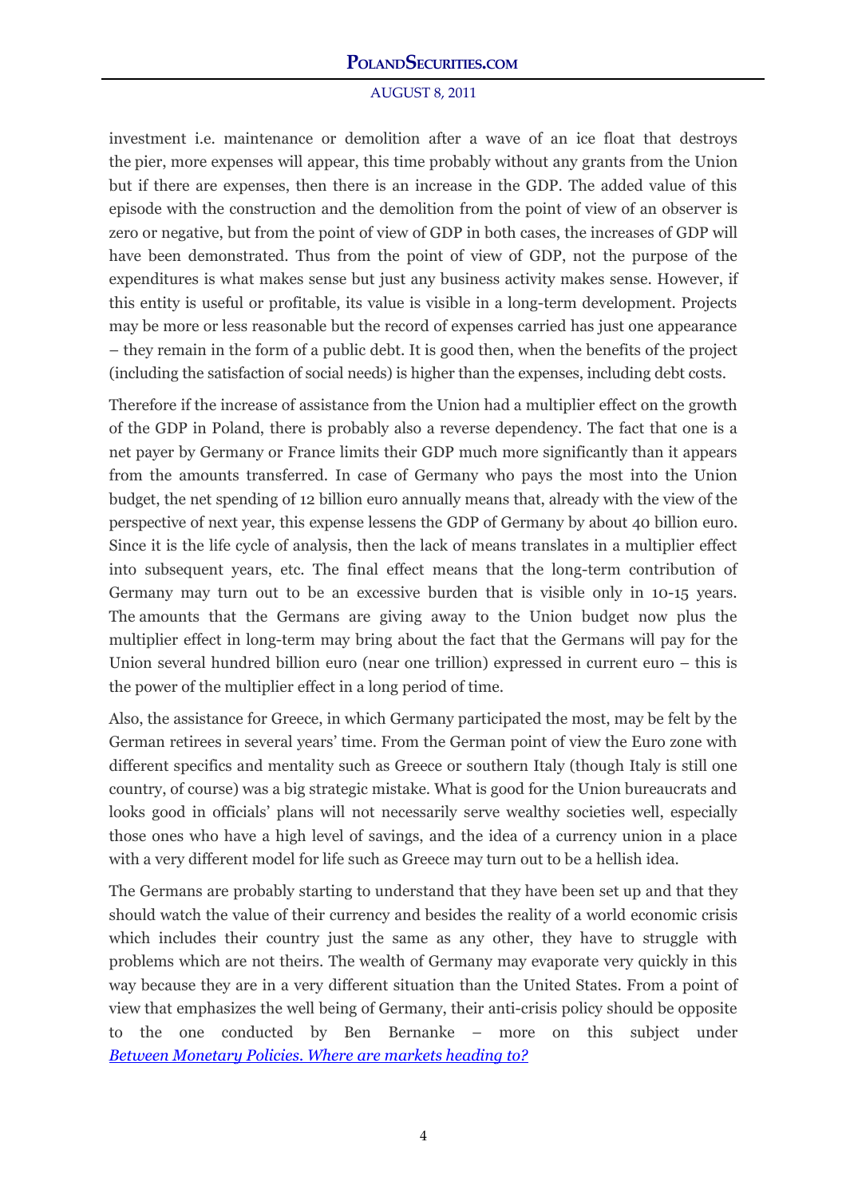investment i.e. maintenance or demolition after a wave of an ice float that destroys the pier, more expenses will appear, this time probably without any grants from the Union but if there are expenses, then there is an increase in the GDP. The added value of this episode with the construction and the demolition from the point of view of an observer is zero or negative, but from the point of view of GDP in both cases, the increases of GDP will have been demonstrated. Thus from the point of view of GDP, not the purpose of the expenditures is what makes sense but just any business activity makes sense. However, if this entity is useful or profitable, its value is visible in a long-term development. Projects may be more or less reasonable but the record of expenses carried has just one appearance – they remain in the form of a public debt. It is good then, when the benefits of the project (including the satisfaction of social needs) is higher than the expenses, including debt costs.

Therefore if the increase of assistance from the Union had a multiplier effect on the growth of the GDP in Poland, there is probably also a reverse dependency. The fact that one is a net payer by Germany or France limits their GDP much more significantly than it appears from the amounts transferred. In case of Germany who pays the most into the Union budget, the net spending of 12 billion euro annually means that, already with the view of the perspective of next year, this expense lessens the GDP of Germany by about 40 billion euro. Since it is the life cycle of analysis, then the lack of means translates in a multiplier effect into subsequent years, etc. The final effect means that the long-term contribution of Germany may turn out to be an excessive burden that is visible only in 10-15 years. The amounts that the Germans are giving away to the Union budget now plus the multiplier effect in long-term may bring about the fact that the Germans will pay for the Union several hundred billion euro (near one trillion) expressed in current euro – this is the power of the multiplier effect in a long period of time.

Also, the assistance for Greece, in which Germany participated the most, may be felt by the German retirees in several years' time. From the German point of view the Euro zone with different specifics and mentality such as Greece or southern Italy (though Italy is still one country, of course) was a big strategic mistake. What is good for the Union bureaucrats and looks good in officials' plans will not necessarily serve wealthy societies well, especially those ones who have a high level of savings, and the idea of a currency union in a place with a very different model for life such as Greece may turn out to be a hellish idea.

The Germans are probably starting to understand that they have been set up and that they should watch the value of their currency and besides the reality of a world economic crisis which includes their country just the same as any other, they have to struggle with problems which are not theirs. The wealth of Germany may evaporate very quickly in this way because they are in a very different situation than the United States. From a point of view that emphasizes the well being of Germany, their anti-crisis policy should be opposite to the one conducted by Ben Bernanke – more on this subject under *Between Monetary Policies. Where are markets heading to?*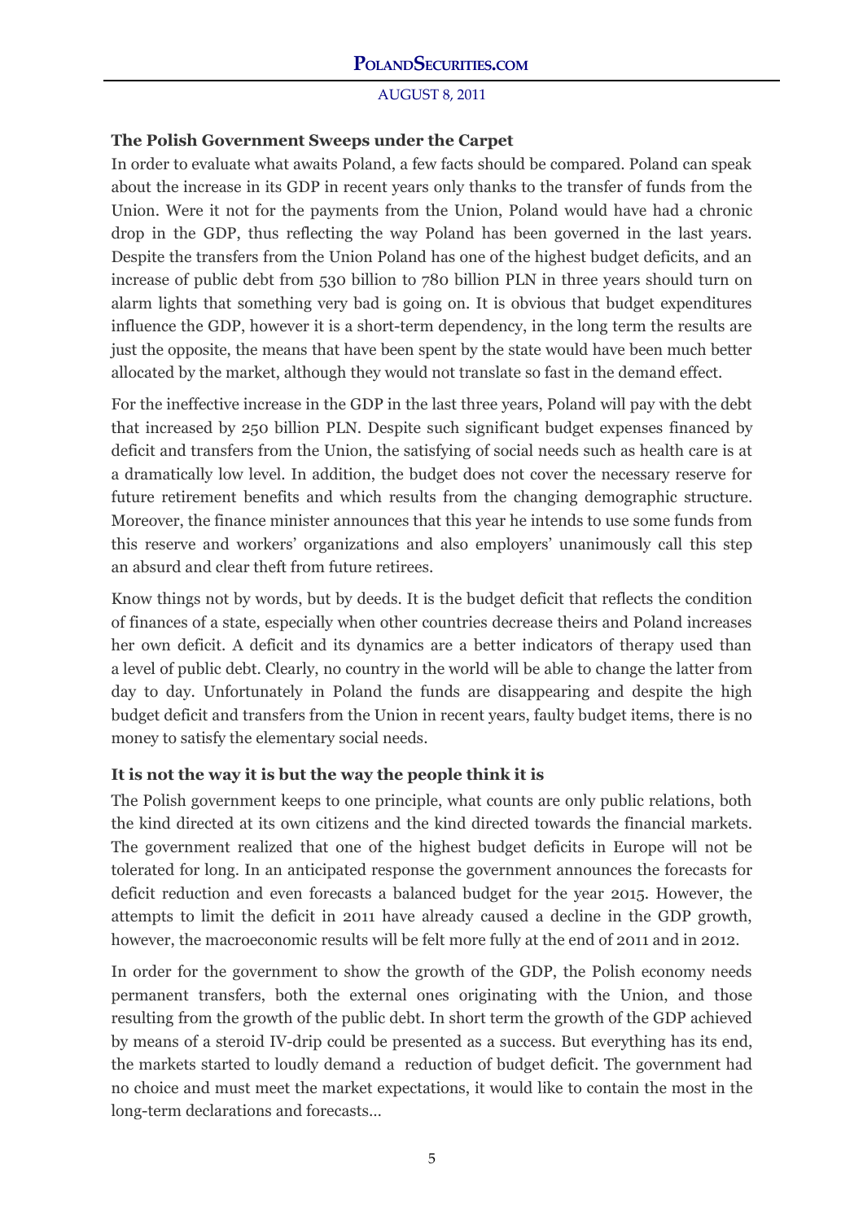### The Polish Government Sweeps under the Carpet

In order to evaluate what awaits Poland, a few facts should be compared. Poland can speak about the increase in its GDP in recent years only thanks to the transfer of funds from the Union. Were it not for the payments from the Union, Poland would have had a chronic drop in the GDP, thus reflecting the way Poland has been governed in the last years. Despite the transfers from the Union Poland has one of the highest budget deficits, and an increase of public debt from 530 billion to 780 billion PLN in three years should turn on alarm lights that something very bad is going on. It is obvious that budget expenditures influence the GDP, however it is a short-term dependency, in the long term the results are just the opposite, the means that have been spent by the state would have been much better allocated by the market, although they would not translate so fast in the demand effect.

For the ineffective increase in the GDP in the last three years, Poland will pay with the debt that increased by 250 billion PLN. Despite such significant budget expenses financed by deficit and transfers from the Union, the satisfying of social needs such as health care is at a dramatically low level. In addition, the budget does not cover the necessary reserve for future retirement benefits and which results from the changing demographic structure. Moreover, the finance minister announces that this year he intends to use some funds from this reserve and workers' organizations and also employers' unanimously call this step an absurd and clear theft from future retirees.

Know things not by words, but by deeds. It is the budget deficit that reflects the condition of finances of a state, especially when other countries decrease theirs and Poland increases her own deficit. A deficit and its dynamics are a better indicators of therapy used than a level of public debt. Clearly, no country in the world will be able to change the latter from day to day. Unfortunately in Poland the funds are disappearing and despite the high budget deficit and transfers from the Union in recent years, faulty budget items, there is no money to satisfy the elementary social needs.

### It is not the way it is but the way the people think it is

The Polish government keeps to one principle, what counts are only public relations, both the kind directed at its own citizens and the kind directed towards the financial markets. The government realized that one of the highest budget deficits in Europe will not be tolerated for long. In an anticipated response the government announces the forecasts for deficit reduction and even forecasts a balanced budget for the year 2015. However, the attempts to limit the deficit in 2011 have already caused a decline in the GDP growth, however, the macroeconomic results will be felt more fully at the end of 2011 and in 2012.

In order for the government to show the growth of the GDP, the Polish economy needs permanent transfers, both the external ones originating with the Union, and those resulting from the growth of the public debt. In short term the growth of the GDP achieved by means of a steroid IV-drip could be presented as a success. But everything has its end, the markets started to loudly demand a reduction of budget deficit. The government had no choice and must meet the market expectations, it would like to contain the most in the long-term declarations and forecasts…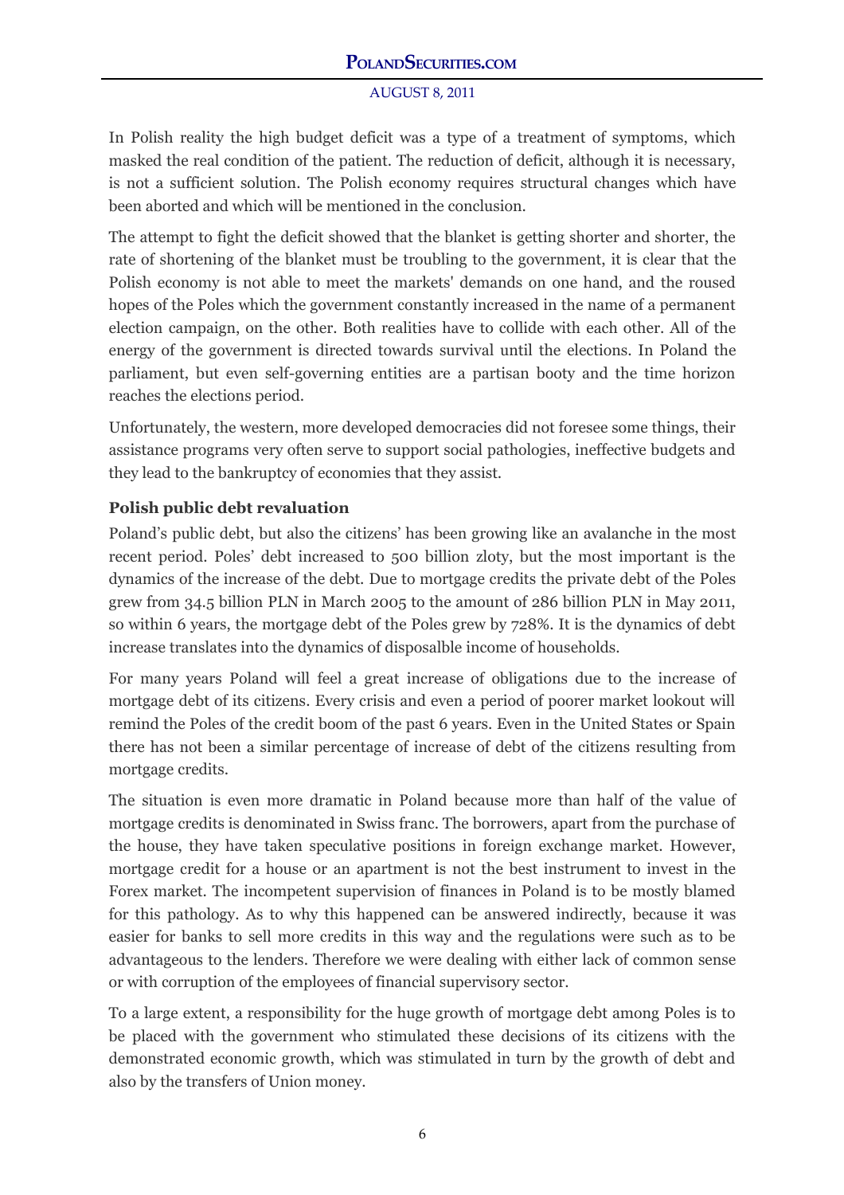In Polish reality the high budget deficit was a type of a treatment of symptoms, which masked the real condition of the patient. The reduction of deficit, although it is necessary, is not a sufficient solution. The Polish economy requires structural changes which have been aborted and which will be mentioned in the conclusion.

The attempt to fight the deficit showed that the blanket is getting shorter and shorter, the rate of shortening of the blanket must be troubling to the government, it is clear that the Polish economy is not able to meet the markets' demands on one hand, and the roused hopes of the Poles which the government constantly increased in the name of a permanent election campaign, on the other. Both realities have to collide with each other. All of the energy of the government is directed towards survival until the elections. In Poland the parliament, but even self-governing entities are a partisan booty and the time horizon reaches the elections period.

Unfortunately, the western, more developed democracies did not foresee some things, their assistance programs very often serve to support social pathologies, ineffective budgets and they lead to the bankruptcy of economies that they assist.

**Polish public debt revaluation**

Poland's public debt, but also the citizens' has been growing like an avalanche in the most recent period. Poles' debt increased to 500 billion zloty, but the most important is the dynamics of the increase of the debt. Due to mortgage credits the private debt of the Poles grew from 34.5 billion PLN in March 2005 to the amount of 286 billion PLN in May 2011, so within 6 years, the mortgage debt of the Poles grew by 728%. It is the dynamics of debt increase translates into the dynamics of disposalble income of households.

For many years Poland will feel a great increase of obligations due to the increase of mortgage debt of its citizens. Every crisis and even a period of poorer market lookout will remind the Poles of the credit boom of the past 6 years. Even in the United States or Spain there has not been a similar percentage of increase of debt of the citizens resulting from mortgage credits.

The situation is even more dramatic in Poland because more than half of the value of mortgage credits is denominated in Swiss franc. The borrowers, apart from the purchase of the house, they have taken speculative positions in foreign exchange market. However, mortgage credit for a house or an apartment is not the best instrument to invest in the Forex market. The incompetent supervision of finances in Poland is to be mostly blamed for this pathology. As to why this happened can be answered indirectly, because it was easier for banks to sell more credits in this way and the regulations were such as to be advantageous to the lenders. Therefore we were dealing with either lack of common sense or with corruption of the employees of financial supervisory sector.

To a large extent, a responsibility for the huge growth of mortgage debt among Poles is to be placed with the government who stimulated these decisions of its citizens with the demonstrated economic growth, which was stimulated in turn by the growth of debt and also by the transfers of Union money.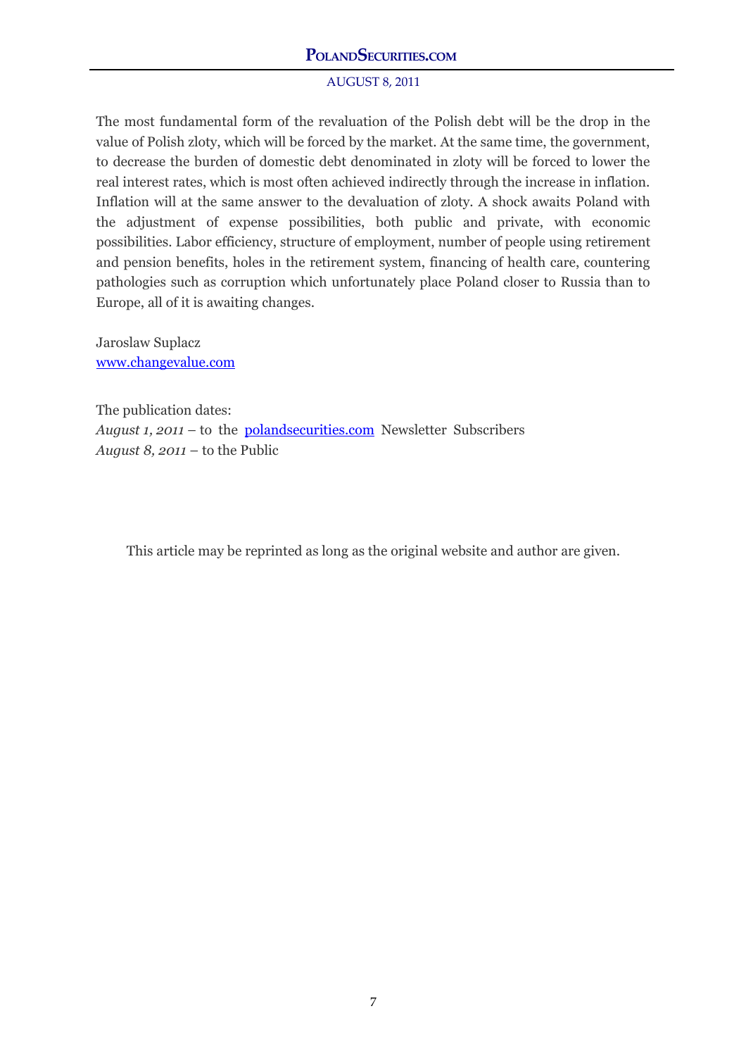The most fundamental form of the revaluation of the Polish debt will be the drop in the value of Polish zloty, which will be forced by the market. At the same time, the government, to decrease the burden of domestic debt denominated in zloty will be forced to lower the real interest rates, which is most often achieved indirectly through the increase in inflation. Inflation will at the same answer to the devaluation of zloty. A shock awaits Poland with the adjustment of expense possibilities, both public and private, with economic possibilities. Labor efficiency, structure of employment, number of people using retirement and pension benefits, holes in the retirement system, financing of health care, countering pathologies such as corruption which unfortunately place Poland closer to Russia than to Europe, all of it is awaiting changes.

Jaroslaw Suplacz
www.changevalue.com

The publication dates:
*August 1, 2011* – to the polandsecurities.com Newsletter Subscribers
*August 8, 2011* – to the Public

This article may be reprinted as long as the original website and author are given.